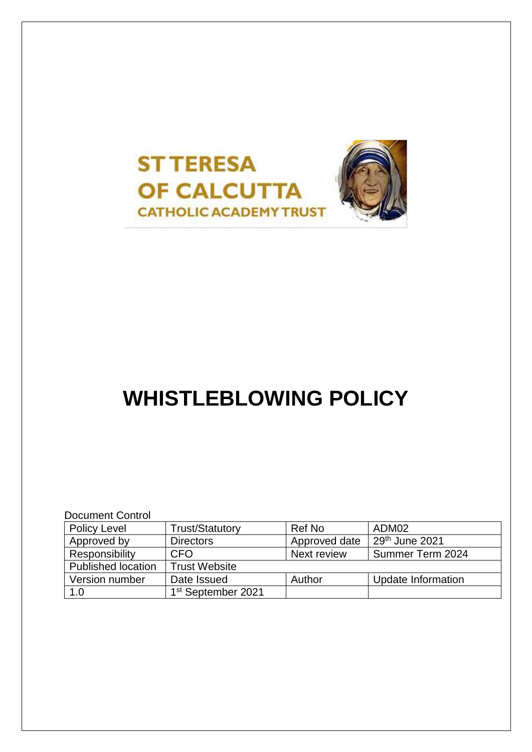ST TERESA OF CALCUTTA
CATHOLIC ACADEMY TRUST

# WHISTLEBLOWING POLICY

Document Control

| Policy Level | Trust/Statutory | Ref No | ADM02 |
|---|---|---|---|
| Approved by | Directors | Approved date | 29th June 2021 |
| Responsibility | CFO | Next review | Summer Term 2024 |
| Published location | Trust Website | | |
| Version number | Date Issued | Author | Update Information |
| 1.0 | 1st September 2021 | | |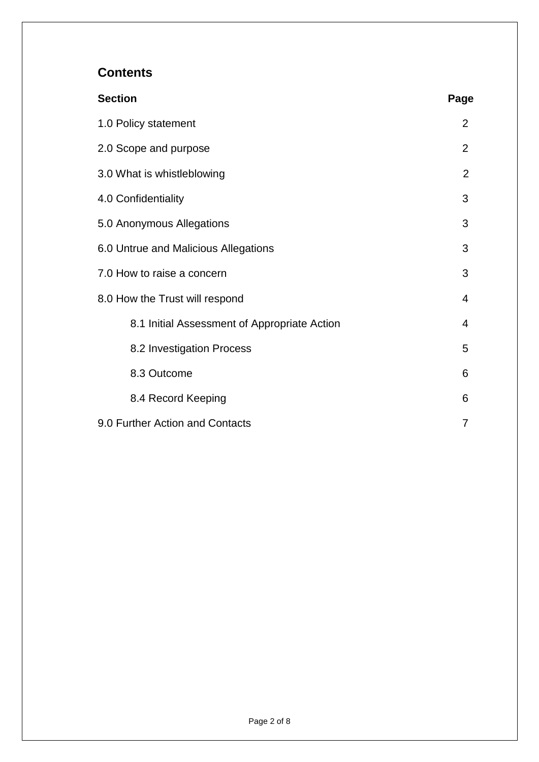## Contents

| Section | Page |
|---|---|
| 1.0 Policy statement | 2 |
| 2.0 Scope and purpose | 2 |
| 3.0 What is whistleblowing | 2 |
| 4.0 Confidentiality | 3 |
| 5.0 Anonymous Allegations | 3 |
| 6.0 Untrue and Malicious Allegations | 3 |
| 7.0 How to raise a concern | 3 |
| 8.0 How the Trust will respond | 4 |
| 8.1 Initial Assessment of Appropriate Action | 4 |
| 8.2 Investigation Process | 5 |
| 8.3 Outcome | 6 |
| 8.4 Record Keeping | 6 |
| 9.0 Further Action and Contacts | 7 |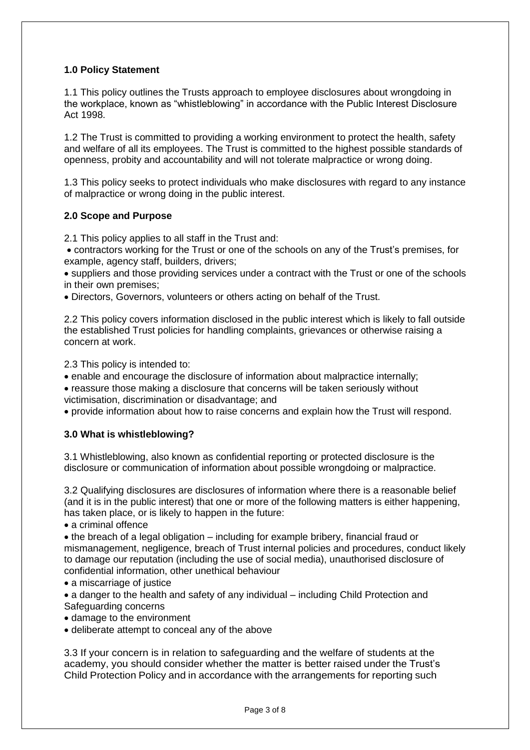### 1.0 Policy Statement

1.1 This policy outlines the Trusts approach to employee disclosures about wrongdoing in the workplace, known as "whistleblowing" in accordance with the Public Interest Disclosure Act 1998.

1.2 The Trust is committed to providing a working environment to protect the health, safety and welfare of all its employees. The Trust is committed to the highest possible standards of openness, probity and accountability and will not tolerate malpractice or wrong doing.

1.3 This policy seeks to protect individuals who make disclosures with regard to any instance of malpractice or wrong doing in the public interest.

### 2.0 Scope and Purpose

2.1 This policy applies to all staff in the Trust and:

- contractors working for the Trust or one of the schools on any of the Trust's premises, for example, agency staff, builders, drivers;
- suppliers and those providing services under a contract with the Trust or one of the schools in their own premises;
- Directors, Governors, volunteers or others acting on behalf of the Trust.

2.2 This policy covers information disclosed in the public interest which is likely to fall outside the established Trust policies for handling complaints, grievances or otherwise raising a concern at work.

2.3 This policy is intended to:

- enable and encourage the disclosure of information about malpractice internally;
- reassure those making a disclosure that concerns will be taken seriously without victimisation, discrimination or disadvantage; and
- provide information about how to raise concerns and explain how the Trust will respond.

### 3.0 What is whistleblowing?

3.1 Whistleblowing, also known as confidential reporting or protected disclosure is the disclosure or communication of information about possible wrongdoing or malpractice.

3.2 Qualifying disclosures are disclosures of information where there is a reasonable belief (and it is in the public interest) that one or more of the following matters is either happening, has taken place, or is likely to happen in the future:

- a criminal offence
- the breach of a legal obligation – including for example bribery, financial fraud or mismanagement, negligence, breach of Trust internal policies and procedures, conduct likely to damage our reputation (including the use of social media), unauthorised disclosure of confidential information, other unethical behaviour
- a miscarriage of justice
- a danger to the health and safety of any individual – including Child Protection and Safeguarding concerns
- damage to the environment
- deliberate attempt to conceal any of the above

3.3 If your concern is in relation to safeguarding and the welfare of students at the academy, you should consider whether the matter is better raised under the Trust's Child Protection Policy and in accordance with the arrangements for reporting such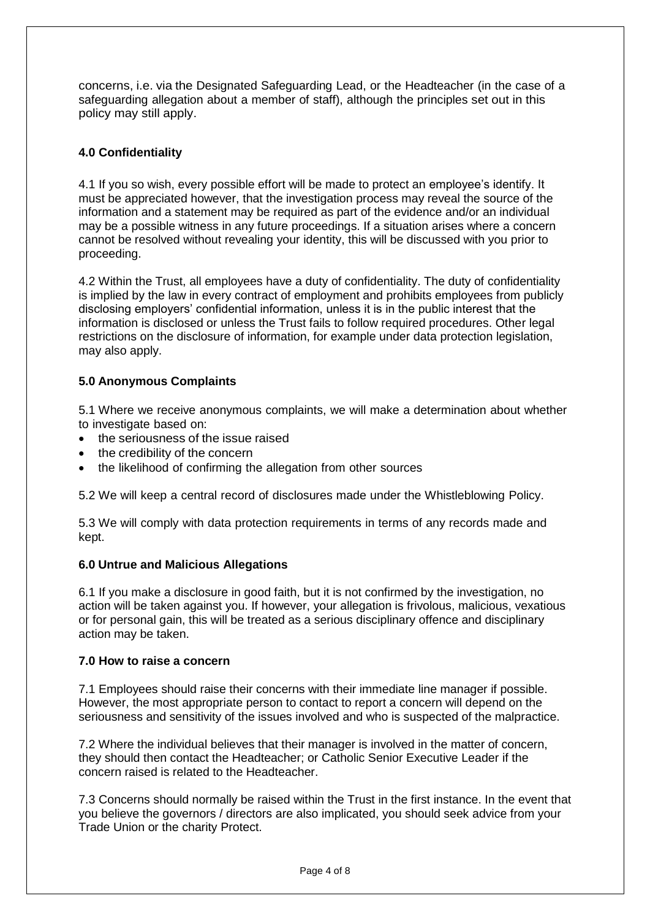concerns, i.e. via the Designated Safeguarding Lead, or the Headteacher (in the case of a safeguarding allegation about a member of staff), although the principles set out in this policy may still apply.

### 4.0 Confidentiality

4.1 If you so wish, every possible effort will be made to protect an employee's identify. It must be appreciated however, that the investigation process may reveal the source of the information and a statement may be required as part of the evidence and/or an individual may be a possible witness in any future proceedings. If a situation arises where a concern cannot be resolved without revealing your identity, this will be discussed with you prior to proceeding.

4.2 Within the Trust, all employees have a duty of confidentiality. The duty of confidentiality is implied by the law in every contract of employment and prohibits employees from publicly disclosing employers' confidential information, unless it is in the public interest that the information is disclosed or unless the Trust fails to follow required procedures. Other legal restrictions on the disclosure of information, for example under data protection legislation, may also apply.

### 5.0 Anonymous Complaints

5.1 Where we receive anonymous complaints, we will make a determination about whether to investigate based on:

- the seriousness of the issue raised
- the credibility of the concern
- the likelihood of confirming the allegation from other sources

5.2 We will keep a central record of disclosures made under the Whistleblowing Policy.

5.3 We will comply with data protection requirements in terms of any records made and kept.

### 6.0 Untrue and Malicious Allegations

6.1 If you make a disclosure in good faith, but it is not confirmed by the investigation, no action will be taken against you. If however, your allegation is frivolous, malicious, vexatious or for personal gain, this will be treated as a serious disciplinary offence and disciplinary action may be taken.

### 7.0 How to raise a concern

7.1 Employees should raise their concerns with their immediate line manager if possible. However, the most appropriate person to contact to report a concern will depend on the seriousness and sensitivity of the issues involved and who is suspected of the malpractice.

7.2 Where the individual believes that their manager is involved in the matter of concern, they should then contact the Headteacher; or Catholic Senior Executive Leader if the concern raised is related to the Headteacher.

7.3 Concerns should normally be raised within the Trust in the first instance. In the event that you believe the governors / directors are also implicated, you should seek advice from your Trade Union or the charity Protect.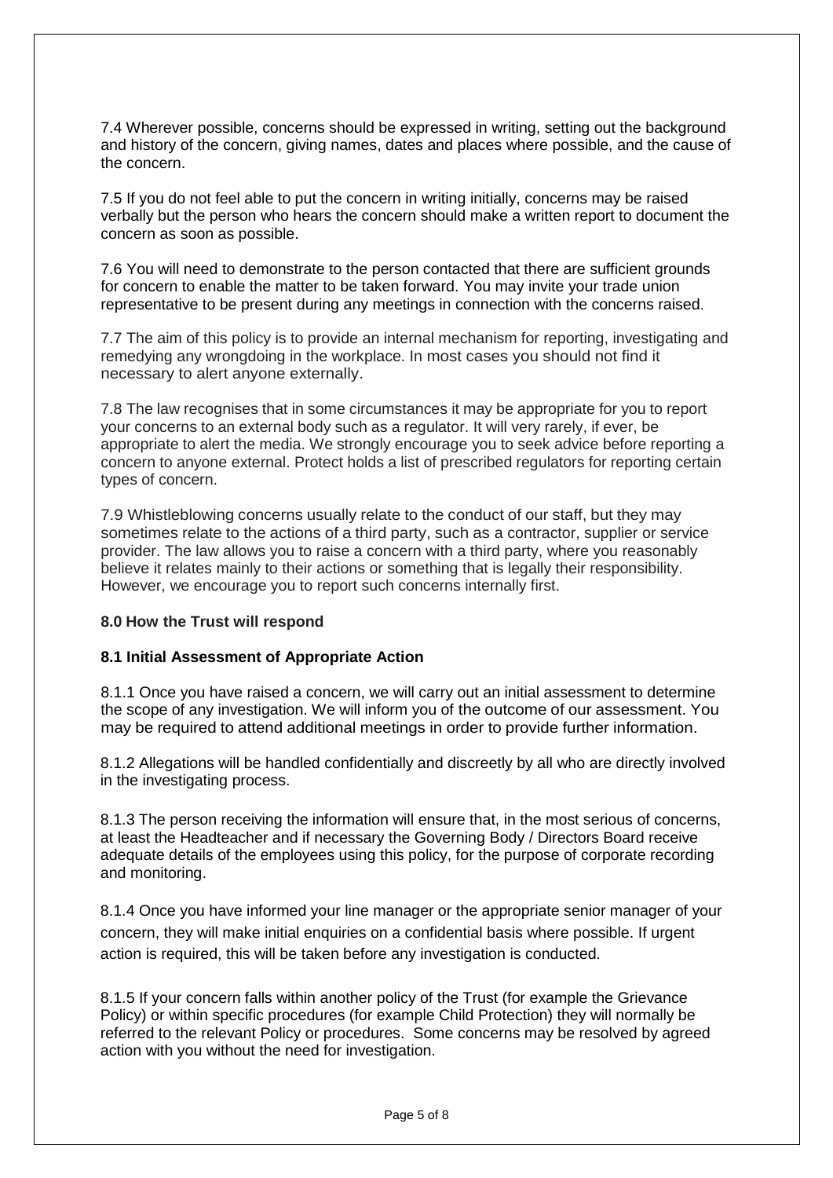7.4 Wherever possible, concerns should be expressed in writing, setting out the background and history of the concern, giving names, dates and places where possible, and the cause of the concern.

7.5 If you do not feel able to put the concern in writing initially, concerns may be raised verbally but the person who hears the concern should make a written report to document the concern as soon as possible.

7.6 You will need to demonstrate to the person contacted that there are sufficient grounds for concern to enable the matter to be taken forward. You may invite your trade union representative to be present during any meetings in connection with the concerns raised.

7.7 The aim of this policy is to provide an internal mechanism for reporting, investigating and remedying any wrongdoing in the workplace. In most cases you should not find it necessary to alert anyone externally.

7.8 The law recognises that in some circumstances it may be appropriate for you to report your concerns to an external body such as a regulator. It will very rarely, if ever, be appropriate to alert the media. We strongly encourage you to seek advice before reporting a concern to anyone external. Protect holds a list of prescribed regulators for reporting certain types of concern.

7.9 Whistleblowing concerns usually relate to the conduct of our staff, but they may sometimes relate to the actions of a third party, such as a contractor, supplier or service provider. The law allows you to raise a concern with a third party, where you reasonably believe it relates mainly to their actions or something that is legally their responsibility. However, we encourage you to report such concerns internally first.

## 8.0 How the Trust will respond

### 8.1 Initial Assessment of Appropriate Action

8.1.1 Once you have raised a concern, we will carry out an initial assessment to determine the scope of any investigation. We will inform you of the outcome of our assessment. You may be required to attend additional meetings in order to provide further information.

8.1.2 Allegations will be handled confidentially and discreetly by all who are directly involved in the investigating process.

8.1.3 The person receiving the information will ensure that, in the most serious of concerns, at least the Headteacher and if necessary the Governing Body / Directors Board receive adequate details of the employees using this policy, for the purpose of corporate recording and monitoring.

8.1.4 Once you have informed your line manager or the appropriate senior manager of your concern, they will make initial enquiries on a confidential basis where possible. If urgent action is required, this will be taken before any investigation is conducted.

8.1.5 If your concern falls within another policy of the Trust (for example the Grievance Policy) or within specific procedures (for example Child Protection) they will normally be referred to the relevant Policy or procedures. Some concerns may be resolved by agreed action with you without the need for investigation.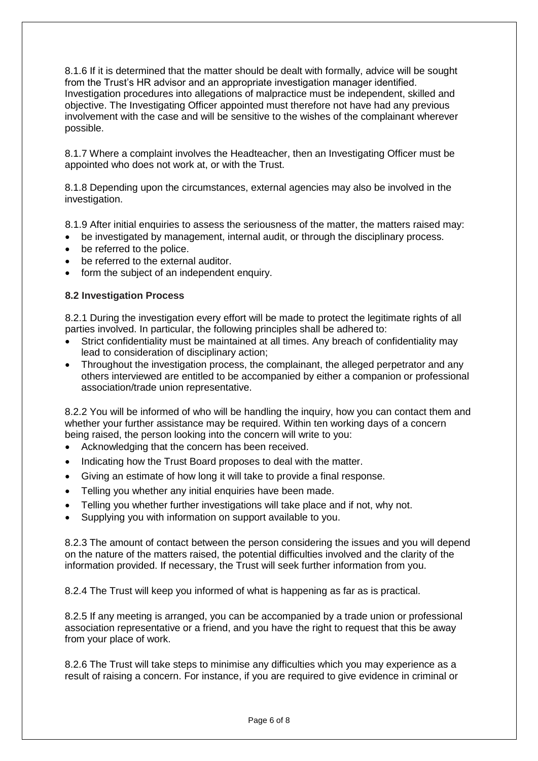8.1.6 If it is determined that the matter should be dealt with formally, advice will be sought from the Trust's HR advisor and an appropriate investigation manager identified. Investigation procedures into allegations of malpractice must be independent, skilled and objective. The Investigating Officer appointed must therefore not have had any previous involvement with the case and will be sensitive to the wishes of the complainant wherever possible.

8.1.7 Where a complaint involves the Headteacher, then an Investigating Officer must be appointed who does not work at, or with the Trust.

8.1.8 Depending upon the circumstances, external agencies may also be involved in the investigation.

8.1.9 After initial enquiries to assess the seriousness of the matter, the matters raised may:

- be investigated by management, internal audit, or through the disciplinary process.
- be referred to the police.
- be referred to the external auditor.
- form the subject of an independent enquiry.

### 8.2 Investigation Process

8.2.1 During the investigation every effort will be made to protect the legitimate rights of all parties involved. In particular, the following principles shall be adhered to:

- Strict confidentiality must be maintained at all times. Any breach of confidentiality may lead to consideration of disciplinary action;
- Throughout the investigation process, the complainant, the alleged perpetrator and any others interviewed are entitled to be accompanied by either a companion or professional association/trade union representative.

8.2.2 You will be informed of who will be handling the inquiry, how you can contact them and whether your further assistance may be required. Within ten working days of a concern being raised, the person looking into the concern will write to you:

- Acknowledging that the concern has been received.
- Indicating how the Trust Board proposes to deal with the matter.
- Giving an estimate of how long it will take to provide a final response.
- Telling you whether any initial enquiries have been made.
- Telling you whether further investigations will take place and if not, why not.
- Supplying you with information on support available to you.

8.2.3 The amount of contact between the person considering the issues and you will depend on the nature of the matters raised, the potential difficulties involved and the clarity of the information provided. If necessary, the Trust will seek further information from you.

8.2.4 The Trust will keep you informed of what is happening as far as is practical.

8.2.5 If any meeting is arranged, you can be accompanied by a trade union or professional association representative or a friend, and you have the right to request that this be away from your place of work.

8.2.6 The Trust will take steps to minimise any difficulties which you may experience as a result of raising a concern. For instance, if you are required to give evidence in criminal or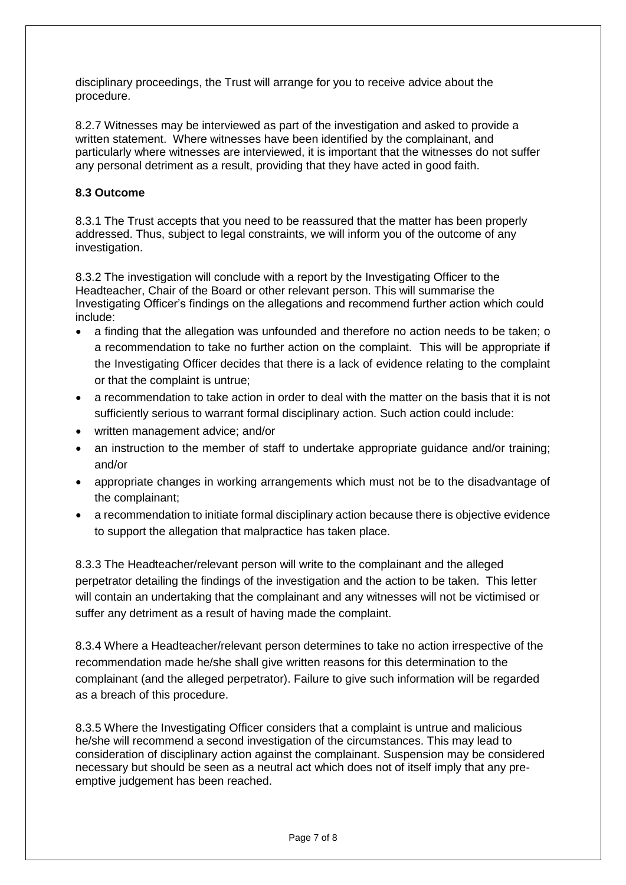disciplinary proceedings, the Trust will arrange for you to receive advice about the procedure.

8.2.7 Witnesses may be interviewed as part of the investigation and asked to provide a written statement. Where witnesses have been identified by the complainant, and particularly where witnesses are interviewed, it is important that the witnesses do not suffer any personal detriment as a result, providing that they have acted in good faith.

**8.3 Outcome**

8.3.1 The Trust accepts that you need to be reassured that the matter has been properly addressed. Thus, subject to legal constraints, we will inform you of the outcome of any investigation.

8.3.2 The investigation will conclude with a report by the Investigating Officer to the Headteacher, Chair of the Board or other relevant person. This will summarise the Investigating Officer's findings on the allegations and recommend further action which could include:

- a finding that the allegation was unfounded and therefore no action needs to be taken; o a recommendation to take no further action on the complaint. This will be appropriate if the Investigating Officer decides that there is a lack of evidence relating to the complaint or that the complaint is untrue;
- a recommendation to take action in order to deal with the matter on the basis that it is not sufficiently serious to warrant formal disciplinary action. Such action could include:
- written management advice; and/or
- an instruction to the member of staff to undertake appropriate guidance and/or training; and/or
- appropriate changes in working arrangements which must not be to the disadvantage of the complainant;
- a recommendation to initiate formal disciplinary action because there is objective evidence to support the allegation that malpractice has taken place.

8.3.3 The Headteacher/relevant person will write to the complainant and the alleged perpetrator detailing the findings of the investigation and the action to be taken. This letter will contain an undertaking that the complainant and any witnesses will not be victimised or suffer any detriment as a result of having made the complaint.

8.3.4 Where a Headteacher/relevant person determines to take no action irrespective of the recommendation made he/she shall give written reasons for this determination to the complainant (and the alleged perpetrator). Failure to give such information will be regarded as a breach of this procedure.

8.3.5 Where the Investigating Officer considers that a complaint is untrue and malicious he/she will recommend a second investigation of the circumstances. This may lead to consideration of disciplinary action against the complainant. Suspension may be considered necessary but should be seen as a neutral act which does not of itself imply that any pre-emptive judgement has been reached.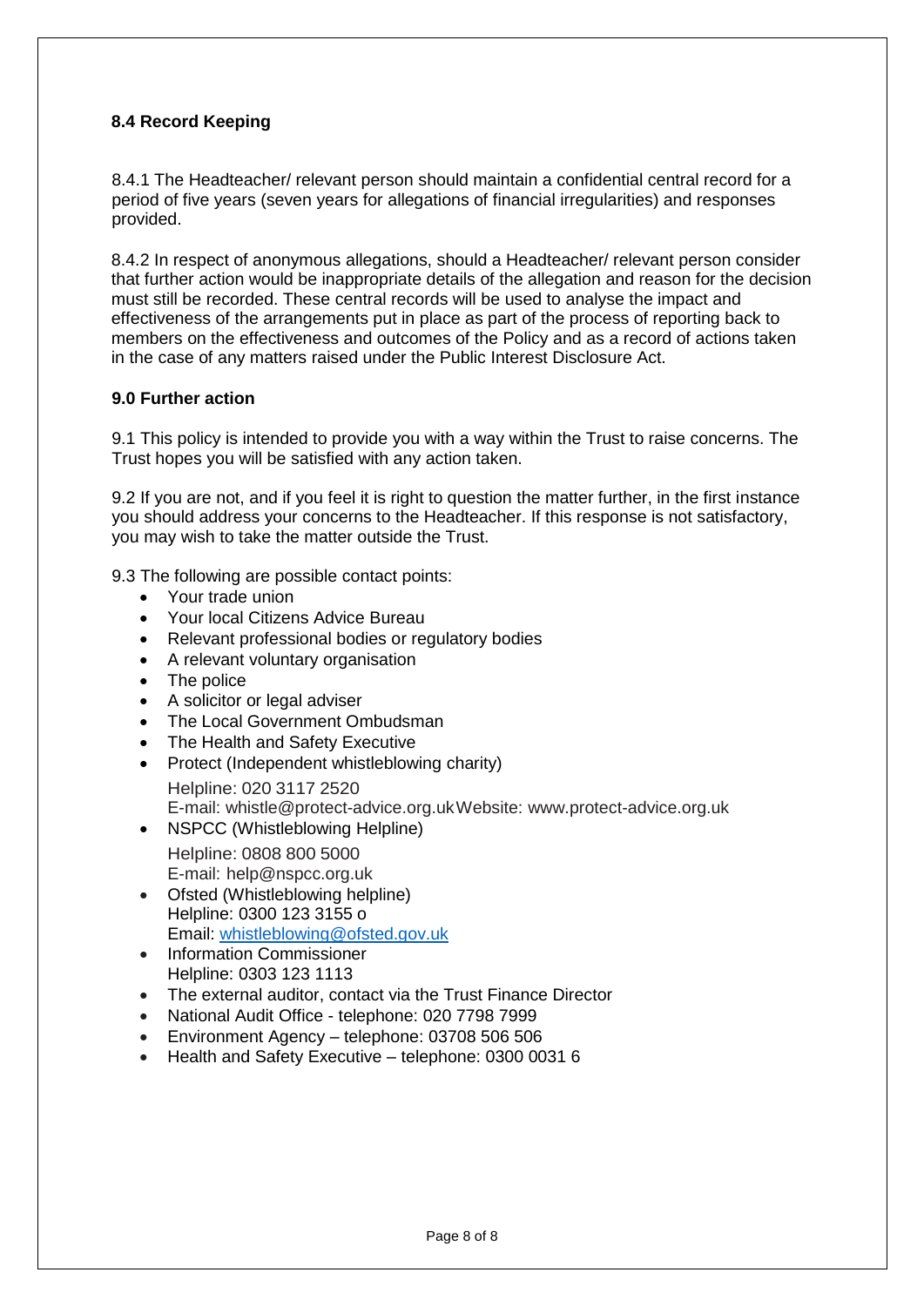### 8.4 Record Keeping

8.4.1 The Headteacher/ relevant person should maintain a confidential central record for a period of five years (seven years for allegations of financial irregularities) and responses provided.

8.4.2 In respect of anonymous allegations, should a Headteacher/ relevant person consider that further action would be inappropriate details of the allegation and reason for the decision must still be recorded. These central records will be used to analyse the impact and effectiveness of the arrangements put in place as part of the process of reporting back to members on the effectiveness and outcomes of the Policy and as a record of actions taken in the case of any matters raised under the Public Interest Disclosure Act.

### 9.0 Further action

9.1 This policy is intended to provide you with a way within the Trust to raise concerns. The Trust hopes you will be satisfied with any action taken.

9.2 If you are not, and if you feel it is right to question the matter further, in the first instance you should address your concerns to the Headteacher. If this response is not satisfactory, you may wish to take the matter outside the Trust.

9.3 The following are possible contact points:

- Your trade union
- Your local Citizens Advice Bureau
- Relevant professional bodies or regulatory bodies
- A relevant voluntary organisation
- The police
- A solicitor or legal adviser
- The Local Government Ombudsman
- The Health and Safety Executive
- Protect (Independent whistleblowing charity)
  Helpline: 020 3117 2520
  E-mail: whistle@protect-advice.org.uk Website: www.protect-advice.org.uk
- NSPCC (Whistleblowing Helpline)
  Helpline: 0808 800 5000
  E-mail: help@nspcc.org.uk
- Ofsted (Whistleblowing helpline)
  Helpline: 0300 123 3155 o
  Email: whistleblowing@ofsted.gov.uk
- Information Commissioner
  Helpline: 0303 123 1113
- The external auditor, contact via the Trust Finance Director
- National Audit Office - telephone: 020 7798 7999
- Environment Agency – telephone: 03708 506 506
- Health and Safety Executive – telephone: 0300 0031 6